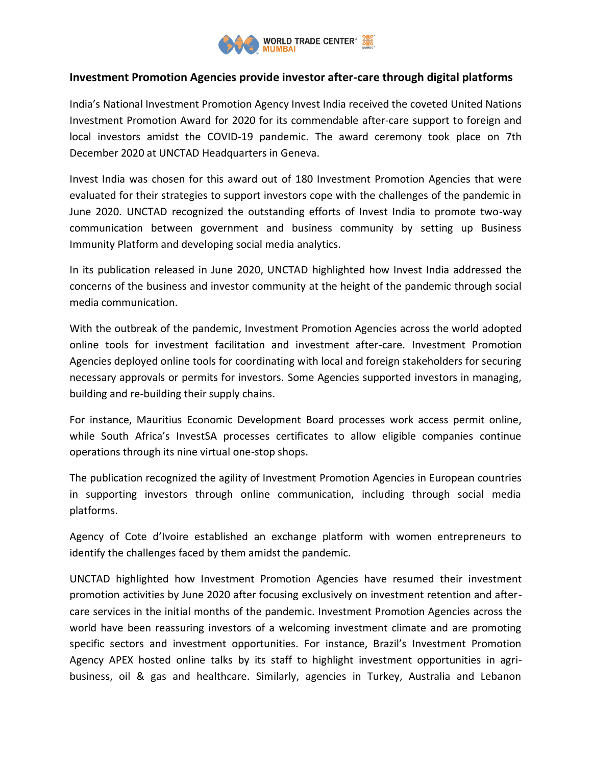## Investment Promotion Agencies provide investor after-care through digital platforms

India's National Investment Promotion Agency Invest India received the coveted United Nations Investment Promotion Award for 2020 for its commendable after-care support to foreign and local investors amidst the COVID-19 pandemic. The award ceremony took place on 7th December 2020 at UNCTAD Headquarters in Geneva.

Invest India was chosen for this award out of 180 Investment Promotion Agencies that were evaluated for their strategies to support investors cope with the challenges of the pandemic in June 2020. UNCTAD recognized the outstanding efforts of Invest India to promote two-way communication between government and business community by setting up Business Immunity Platform and developing social media analytics.

In its publication released in June 2020, UNCTAD highlighted how Invest India addressed the concerns of the business and investor community at the height of the pandemic through social media communication.

With the outbreak of the pandemic, Investment Promotion Agencies across the world adopted online tools for investment facilitation and investment after-care. Investment Promotion Agencies deployed online tools for coordinating with local and foreign stakeholders for securing necessary approvals or permits for investors. Some Agencies supported investors in managing, building and re-building their supply chains.

For instance, Mauritius Economic Development Board processes work access permit online, while South Africa's InvestSA processes certificates to allow eligible companies continue operations through its nine virtual one-stop shops.

The publication recognized the agility of Investment Promotion Agencies in European countries in supporting investors through online communication, including through social media platforms.

Agency of Cote d'Ivoire established an exchange platform with women entrepreneurs to identify the challenges faced by them amidst the pandemic.

UNCTAD highlighted how Investment Promotion Agencies have resumed their investment promotion activities by June 2020 after focusing exclusively on investment retention and after-care services in the initial months of the pandemic. Investment Promotion Agencies across the world have been reassuring investors of a welcoming investment climate and are promoting specific sectors and investment opportunities. For instance, Brazil's Investment Promotion Agency APEX hosted online talks by its staff to highlight investment opportunities in agri-business, oil & gas and healthcare. Similarly, agencies in Turkey, Australia and Lebanon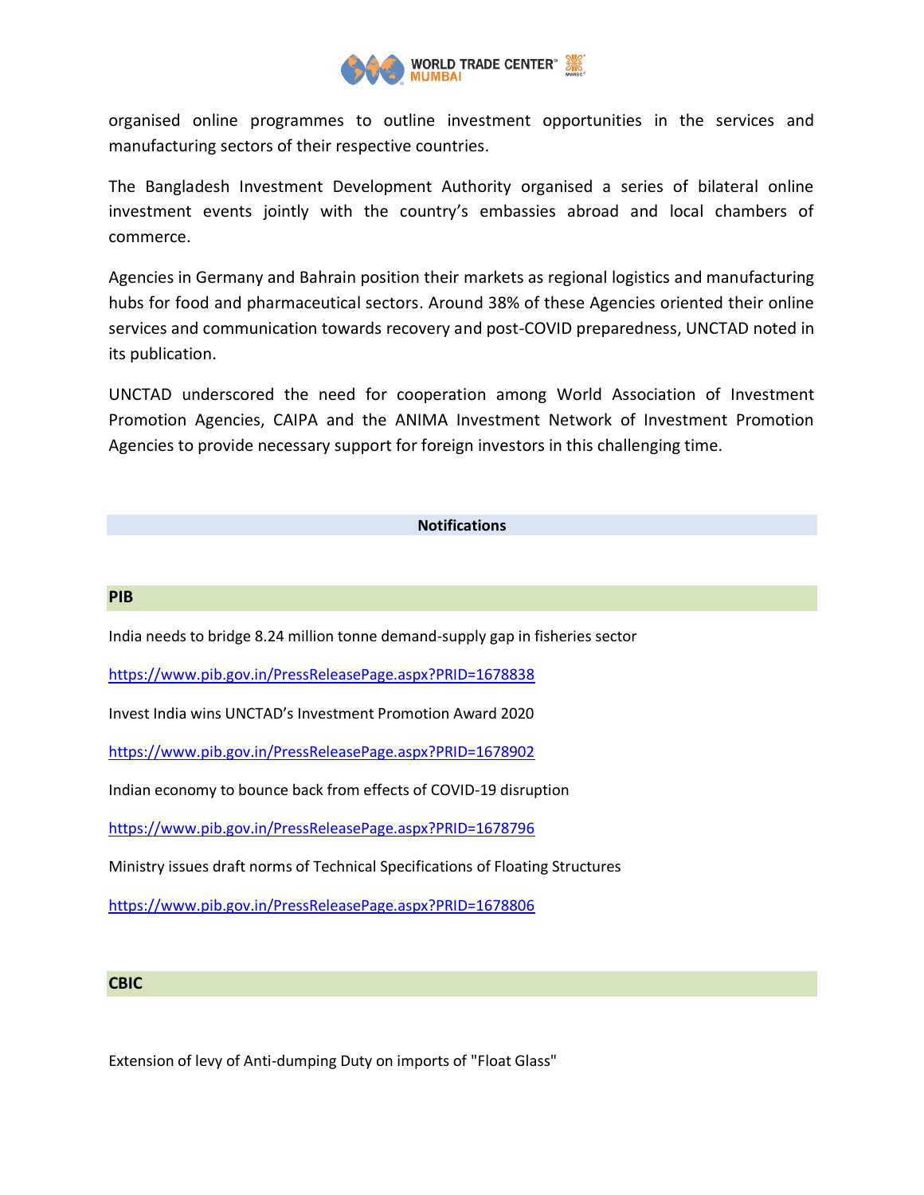organised online programmes to outline investment opportunities in the services and manufacturing sectors of their respective countries.

The Bangladesh Investment Development Authority organised a series of bilateral online investment events jointly with the country's embassies abroad and local chambers of commerce.

Agencies in Germany and Bahrain position their markets as regional logistics and manufacturing hubs for food and pharmaceutical sectors. Around 38% of these Agencies oriented their online services and communication towards recovery and post-COVID preparedness, UNCTAD noted in its publication.

UNCTAD underscored the need for cooperation among World Association of Investment Promotion Agencies, CAIPA and the ANIMA Investment Network of Investment Promotion Agencies to provide necessary support for foreign investors in this challenging time.

## Notifications

### PIB

India needs to bridge 8.24 million tonne demand-supply gap in fisheries sector

https://www.pib.gov.in/PressReleasePage.aspx?PRID=1678838

Invest India wins UNCTAD's Investment Promotion Award 2020

https://www.pib.gov.in/PressReleasePage.aspx?PRID=1678902

Indian economy to bounce back from effects of COVID-19 disruption

https://www.pib.gov.in/PressReleasePage.aspx?PRID=1678796

Ministry issues draft norms of Technical Specifications of Floating Structures

https://www.pib.gov.in/PressReleasePage.aspx?PRID=1678806

### CBIC

Extension of levy of Anti-dumping Duty on imports of "Float Glass"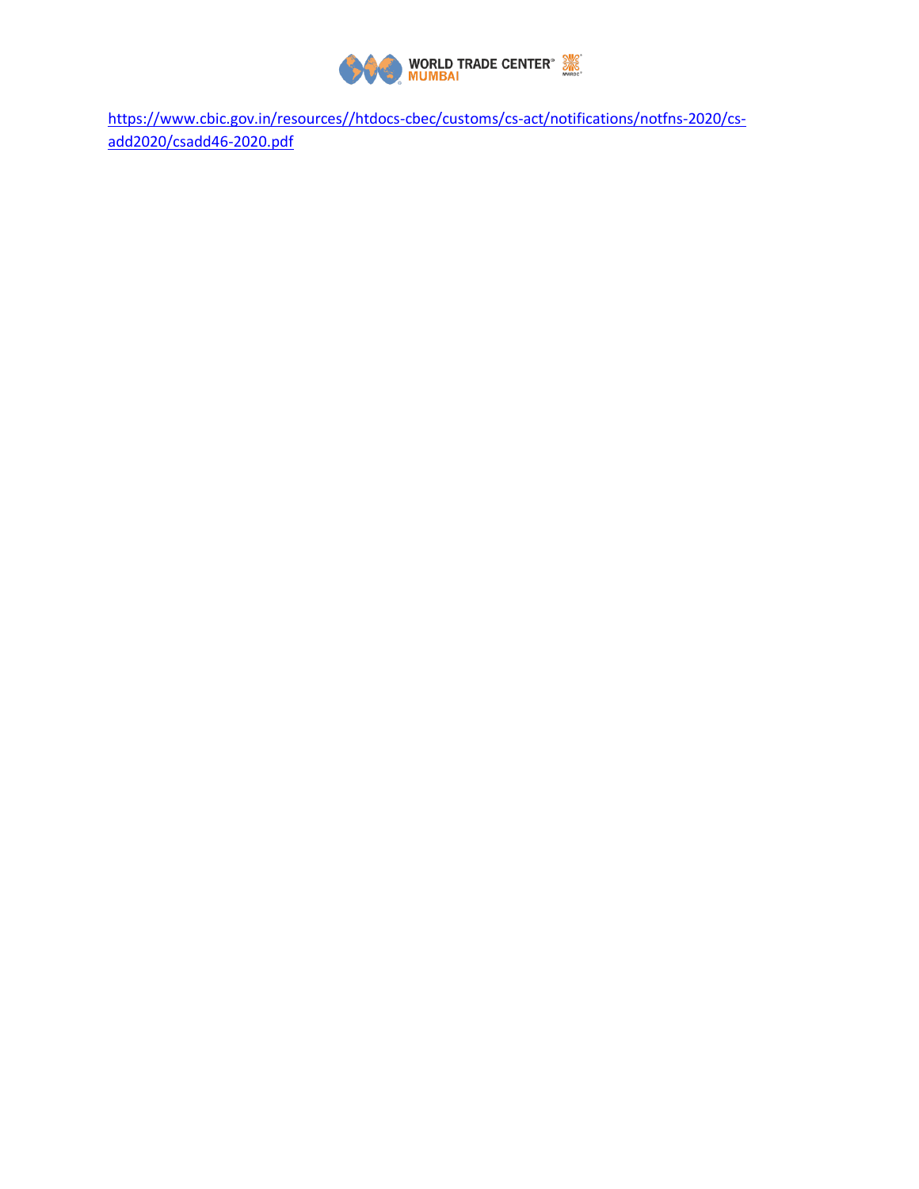https://www.cbic.gov.in/resources//htdocs-cbec/customs/cs-act/notifications/notfns-2020/cs-add2020/csadd46-2020.pdf